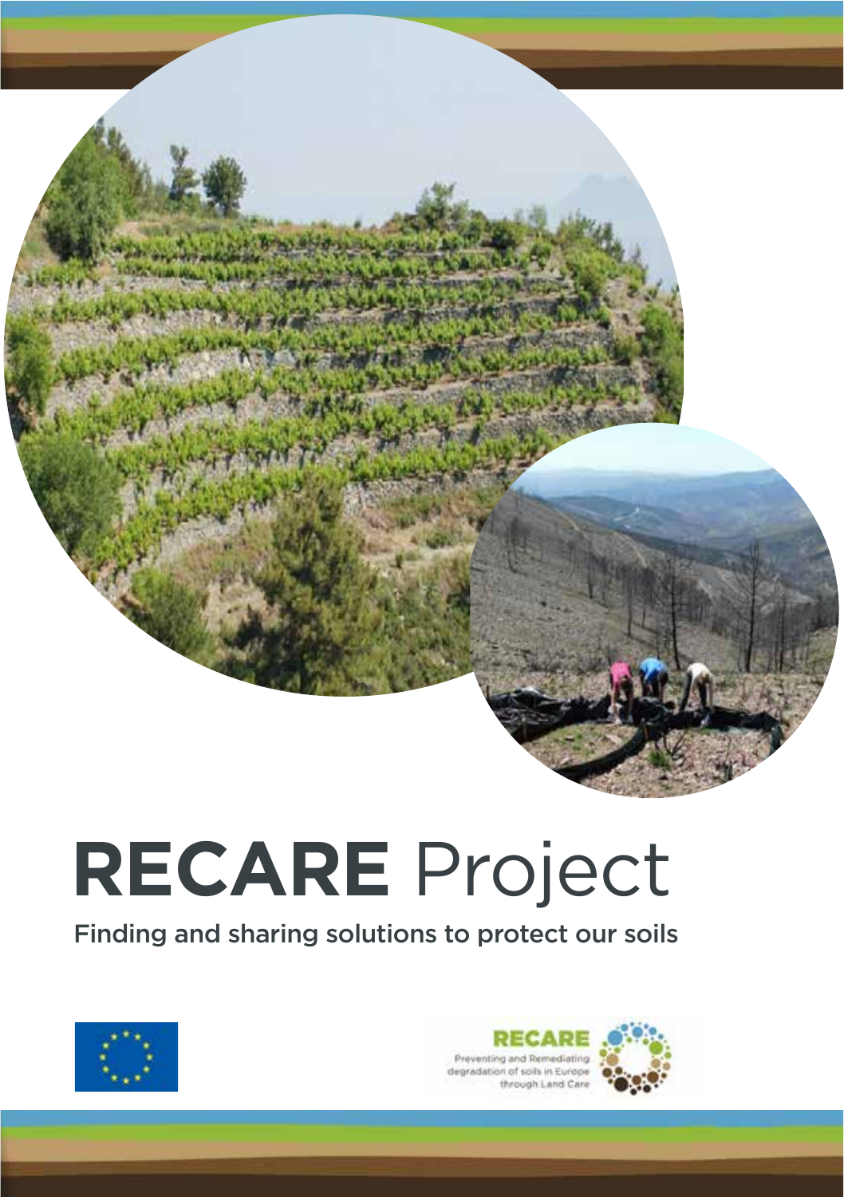# **RECARE** Project

Finding and sharing solutions to protect our soils

RECARE

Preventing and Remediating degradation of soils in Europe through Land Care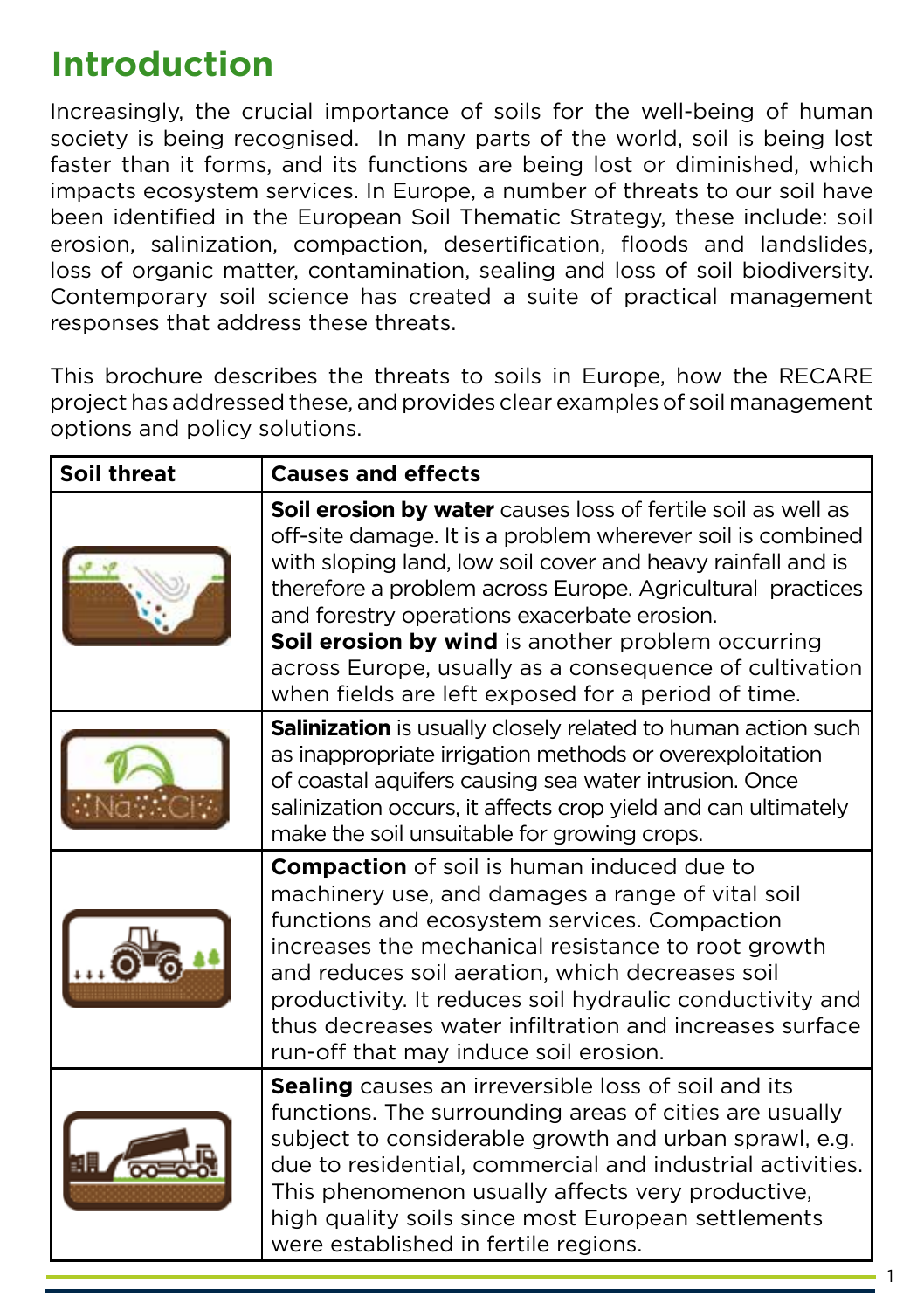# Introduction

Increasingly, the crucial importance of soils for the well-being of human society is being recognised. In many parts of the world, soil is being lost faster than it forms, and its functions are being lost or diminished, which impacts ecosystem services. In Europe, a number of threats to our soil have been identified in the European Soil Thematic Strategy, these include: soil erosion, salinization, compaction, desertification, floods and landslides, loss of organic matter, contamination, sealing and loss of soil biodiversity. Contemporary soil science has created a suite of practical management responses that address these threats.

This brochure describes the threats to soils in Europe, how the RECARE project has addressed these, and provides clear examples of soil management options and policy solutions.

| Soil threat | Causes and effects |
|---|---|
| | **Soil erosion by water** causes loss of fertile soil as well as off-site damage. It is a problem wherever soil is combined with sloping land, low soil cover and heavy rainfall and is therefore a problem across Europe. Agricultural practices and forestry operations exacerbate erosion. **Soil erosion by wind** is another problem occurring across Europe, usually as a consequence of cultivation when fields are left exposed for a period of time. |
| | **Salinization** is usually closely related to human action such as inappropriate irrigation methods or overexploitation of coastal aquifers causing sea water intrusion. Once salinization occurs, it affects crop yield and can ultimately make the soil unsuitable for growing crops. |
| | **Compaction** of soil is human induced due to machinery use, and damages a range of vital soil functions and ecosystem services. Compaction increases the mechanical resistance to root growth and reduces soil aeration, which decreases soil productivity. It reduces soil hydraulic conductivity and thus decreases water infiltration and increases surface run-off that may induce soil erosion. |
| | **Sealing** causes an irreversible loss of soil and its functions. The surrounding areas of cities are usually subject to considerable growth and urban sprawl, e.g. due to residential, commercial and industrial activities. This phenomenon usually affects very productive, high quality soils since most European settlements were established in fertile regions. |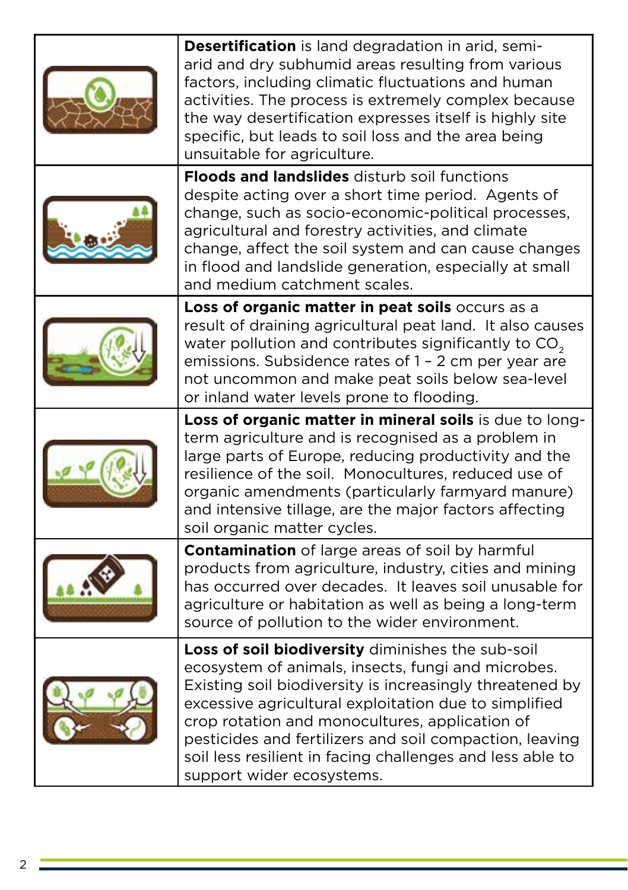| | |
|---|---|
| | **Desertification** is land degradation in arid, semi-arid and dry subhumid areas resulting from various factors, including climatic fluctuations and human activities. The process is extremely complex because the way desertification expresses itself is highly site specific, but leads to soil loss and the area being unsuitable for agriculture. |
| | **Floods and landslides** disturb soil functions despite acting over a short time period. Agents of change, such as socio-economic-political processes, agricultural and forestry activities, and climate change, affect the soil system and can cause changes in flood and landslide generation, especially at small and medium catchment scales. |
| | **Loss of organic matter in peat soils** occurs as a result of draining agricultural peat land. It also causes water pollution and contributes significantly to $CO_2$ emissions. Subsidence rates of 1 – 2 cm per year are not uncommon and make peat soils below sea-level or inland water levels prone to flooding. |
| | **Loss of organic matter in mineral soils** is due to long-term agriculture and is recognised as a problem in large parts of Europe, reducing productivity and the resilience of the soil. Monocultures, reduced use of organic amendments (particularly farmyard manure) and intensive tillage, are the major factors affecting soil organic matter cycles. |
| | **Contamination** of large areas of soil by harmful products from agriculture, industry, cities and mining has occurred over decades. It leaves soil unusable for agriculture or habitation as well as being a long-term source of pollution to the wider environment. |
| | **Loss of soil biodiversity** diminishes the sub-soil ecosystem of animals, insects, fungi and microbes. Existing soil biodiversity is increasingly threatened by excessive agricultural exploitation due to simplified crop rotation and monocultures, application of pesticides and fertilizers and soil compaction, leaving soil less resilient in facing challenges and less able to support wider ecosystems. |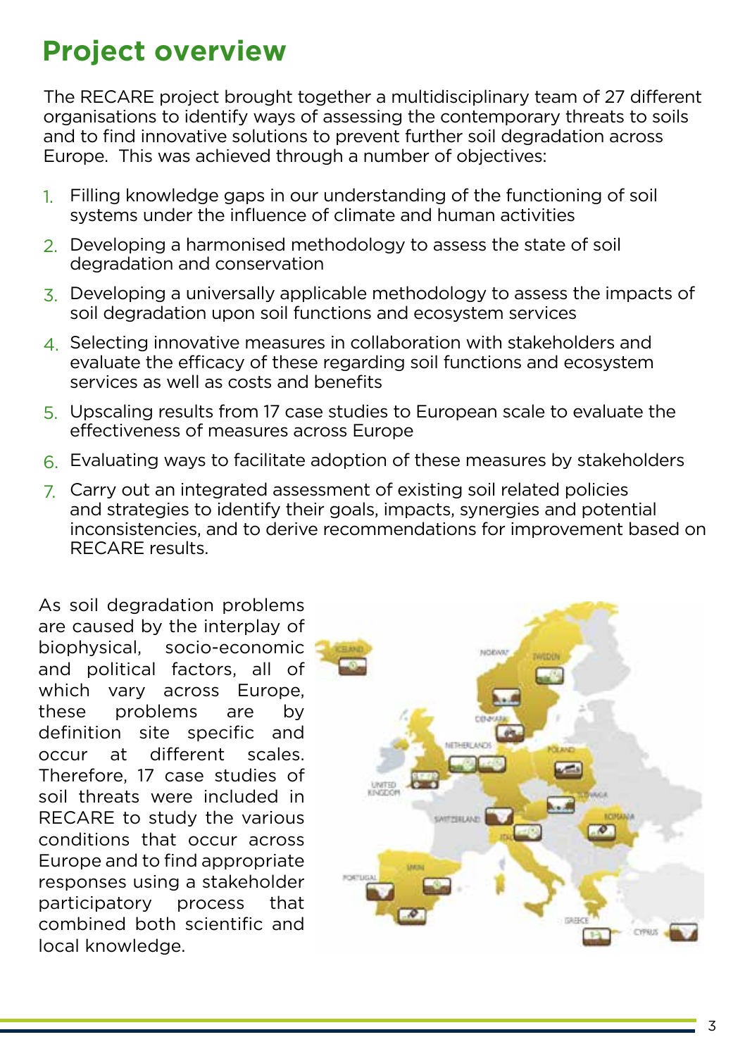# Project overview

The RECARE project brought together a multidisciplinary team of 27 different organisations to identify ways of assessing the contemporary threats to soils and to find innovative solutions to prevent further soil degradation across Europe. This was achieved through a number of objectives:

1. Filling knowledge gaps in our understanding of the functioning of soil systems under the influence of climate and human activities
2. Developing a harmonised methodology to assess the state of soil degradation and conservation
3. Developing a universally applicable methodology to assess the impacts of soil degradation upon soil functions and ecosystem services
4. Selecting innovative measures in collaboration with stakeholders and evaluate the efficacy of these regarding soil functions and ecosystem services as well as costs and benefits
5. Upscaling results from 17 case studies to European scale to evaluate the effectiveness of measures across Europe
6. Evaluating ways to facilitate adoption of these measures by stakeholders
7. Carry out an integrated assessment of existing soil related policies and strategies to identify their goals, impacts, synergies and potential inconsistencies, and to derive recommendations for improvement based on RECARE results.

As soil degradation problems are caused by the interplay of biophysical, socio-economic and political factors, all of which vary across Europe, these problems are by definition site specific and occur at different scales. Therefore, 17 case studies of soil threats were included in RECARE to study the various conditions that occur across Europe and to find appropriate responses using a stakeholder participatory process that combined both scientific and local knowledge.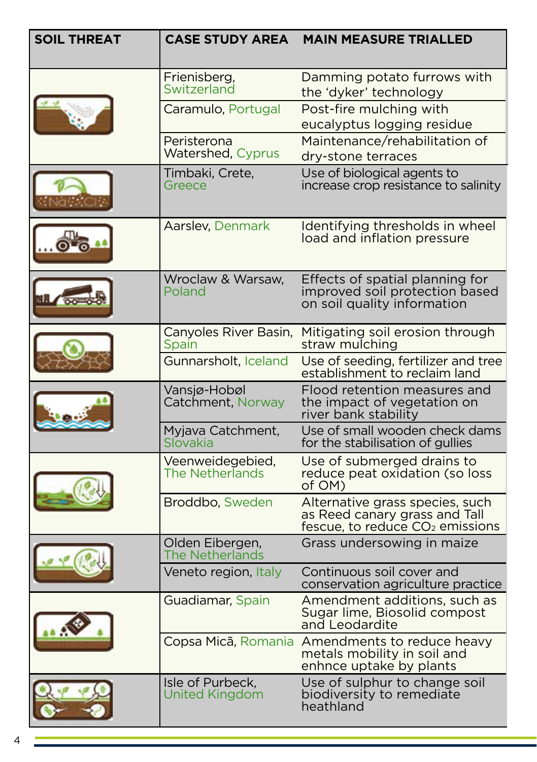| SOIL THREAT | CASE STUDY AREA | MAIN MEASURE TRIALLED |
|---|---|---|
| | Frienisberg, Switzerland | Damming potato furrows with the ‘dyker’ technology |
| | Caramulo, Portugal | Post-fire mulching with eucalyptus logging residue |
| | Peristerona Watershed, Cyprus | Maintenance/rehabilitation of dry-stone terraces |
| | Timbaki, Crete, Greece | Use of biological agents to increase crop resistance to salinity |
| | Aarslev, Denmark | Identifying thresholds in wheel load and inflation pressure |
| | Wroclaw & Warsaw, Poland | Effects of spatial planning for improved soil protection based on soil quality information |
| | Canyoles River Basin, Spain | Mitigating soil erosion through straw mulching |
| | Gunnarsholt, Iceland | Use of seeding, fertilizer and tree establishment to reclaim land |
| | Vansjø-Hobøl Catchment, Norway | Flood retention measures and the impact of vegetation on river bank stability |
| | Myjava Catchment, Slovakia | Use of small wooden check dams for the stabilisation of gullies |
| | Veenweidegebied, The Netherlands | Use of submerged drains to reduce peat oxidation (so loss of OM) |
| | Broddbo, Sweden | Alternative grass species, such as Reed canary grass and Tall fescue, to reduce $CO_2$ emissions |
| | Olden Eibergen, The Netherlands | Grass undersowing in maize |
| | Veneto region, Italy | Continuous soil cover and conservation agriculture practice |
| | Guadiamar, Spain | Amendment additions, such as Sugar lime, Biosolid compost and Leodardite |
| | Copsa Micã, Romania | Amendments to reduce heavy metals mobility in soil and enhnce uptake by plants |
| | Isle of Purbeck, United Kingdom | Use of sulphur to change soil biodiversity to remediate heathland |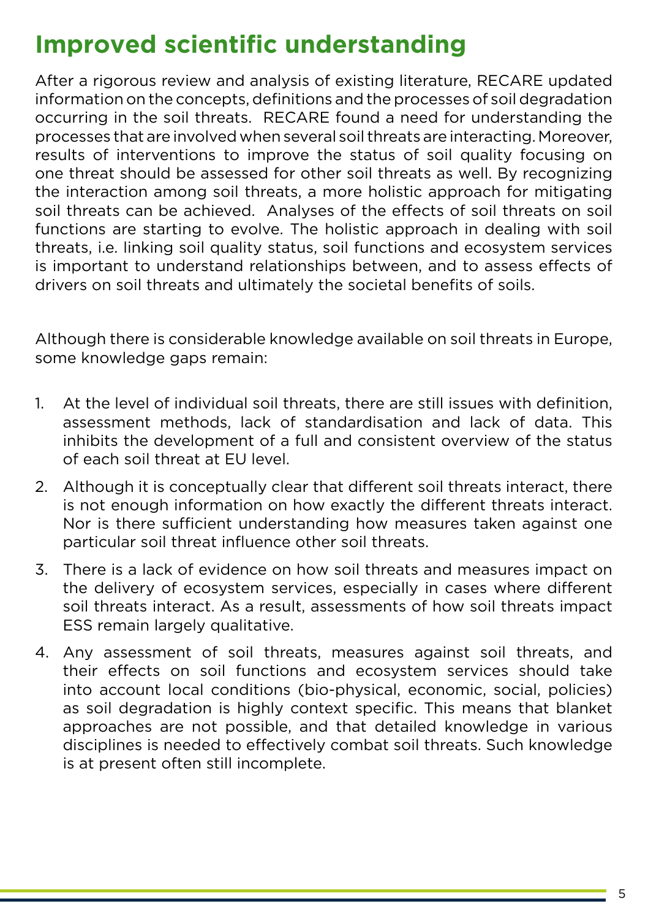# Improved scientific understanding

After a rigorous review and analysis of existing literature, RECARE updated information on the concepts, definitions and the processes of soil degradation occurring in the soil threats. RECARE found a need for understanding the processes that are involved when several soil threats are interacting. Moreover, results of interventions to improve the status of soil quality focusing on one threat should be assessed for other soil threats as well. By recognizing the interaction among soil threats, a more holistic approach for mitigating soil threats can be achieved. Analyses of the effects of soil threats on soil functions are starting to evolve. The holistic approach in dealing with soil threats, i.e. linking soil quality status, soil functions and ecosystem services is important to understand relationships between, and to assess effects of drivers on soil threats and ultimately the societal benefits of soils.

Although there is considerable knowledge available on soil threats in Europe, some knowledge gaps remain:

1. At the level of individual soil threats, there are still issues with definition, assessment methods, lack of standardisation and lack of data. This inhibits the development of a full and consistent overview of the status of each soil threat at EU level.
2. Although it is conceptually clear that different soil threats interact, there is not enough information on how exactly the different threats interact. Nor is there sufficient understanding how measures taken against one particular soil threat influence other soil threats.
3. There is a lack of evidence on how soil threats and measures impact on the delivery of ecosystem services, especially in cases where different soil threats interact. As a result, assessments of how soil threats impact ESS remain largely qualitative.
4. Any assessment of soil threats, measures against soil threats, and their effects on soil functions and ecosystem services should take into account local conditions (bio-physical, economic, social, policies) as soil degradation is highly context specific. This means that blanket approaches are not possible, and that detailed knowledge in various disciplines is needed to effectively combat soil threats. Such knowledge is at present often still incomplete.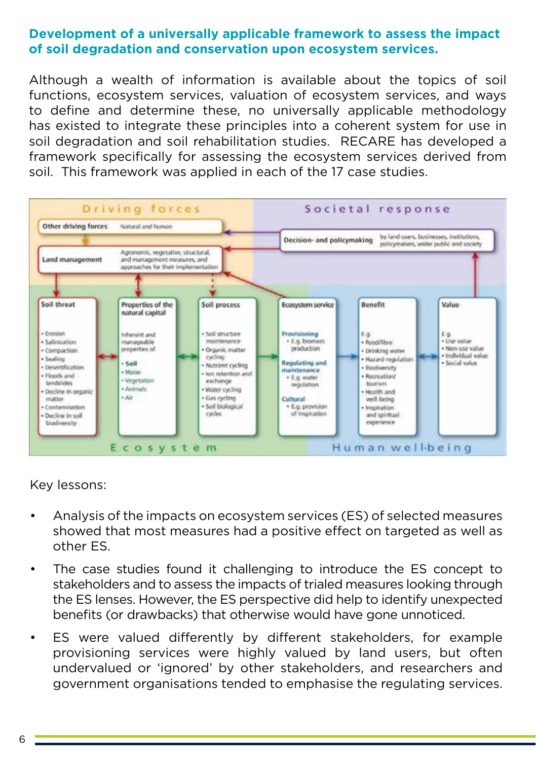## Development of a universally applicable framework to assess the impact of soil degradation and conservation upon ecosystem services.

Although a wealth of information is available about the topics of soil functions, ecosystem services, valuation of ecosystem services, and ways to define and determine these, no universally applicable methodology has existed to integrate these principles into a coherent system for use in soil degradation and soil rehabilitation studies. RECARE has developed a framework specifically for assessing the ecosystem services derived from soil. This framework was applied in each of the 17 case studies.

Driving forces | Societal response

Other driving forces — Natural and human

Decision- and policymaking — by land users, businesses, institutions, policymakers, wider public and society

Land management — Agronomic, vegetative, structural, and management measures, and approaches for their implementation

| Soil threat | Properties of the natural capital | Soil process | Ecosystem service | Benefit | Value |
|---|---|---|---|---|---|
| • Erosion<br>• Salinization<br>• Compaction<br>• Sealing<br>• Desertification<br>• Floods and landslides<br>• Decline in organic matter<br>• Contamination<br>• Decline in soil biodiversity | Inherent and manageable properties of<br>• Soil<br>• Water<br>• Vegetation<br>• Animals<br>• Air | • Soil structure maintenance<br>• Organic matter cycling<br>• Nutrient cycling<br>• Ion retention and exchange<br>• Water cycling<br>• Gas cycling<br>• Soil biological cycles | Provisioning<br>• E.g. biomass production<br>Regulating and maintenance<br>• E.g. water regulation<br>Cultural<br>• E.g. provision of inspiration | E.g.<br>• Food/fibre<br>• Drinking water<br>• Hazard regulation<br>• Biodiversity<br>• Recreation/tourism<br>• Health and well-being<br>• Inspiration and spiritual experience | E.g.<br>• Use value<br>• Non-use value<br>• Individual value<br>• Social value |

Ecosystem | Human well-being

Key lessons:

- Analysis of the impacts on ecosystem services (ES) of selected measures showed that most measures had a positive effect on targeted as well as other ES.
- The case studies found it challenging to introduce the ES concept to stakeholders and to assess the impacts of trialed measures looking through the ES lenses. However, the ES perspective did help to identify unexpected benefits (or drawbacks) that otherwise would have gone unnoticed.
- ES were valued differently by different stakeholders, for example provisioning services were highly valued by land users, but often undervalued or 'ignored' by other stakeholders, and researchers and government organisations tended to emphasise the regulating services.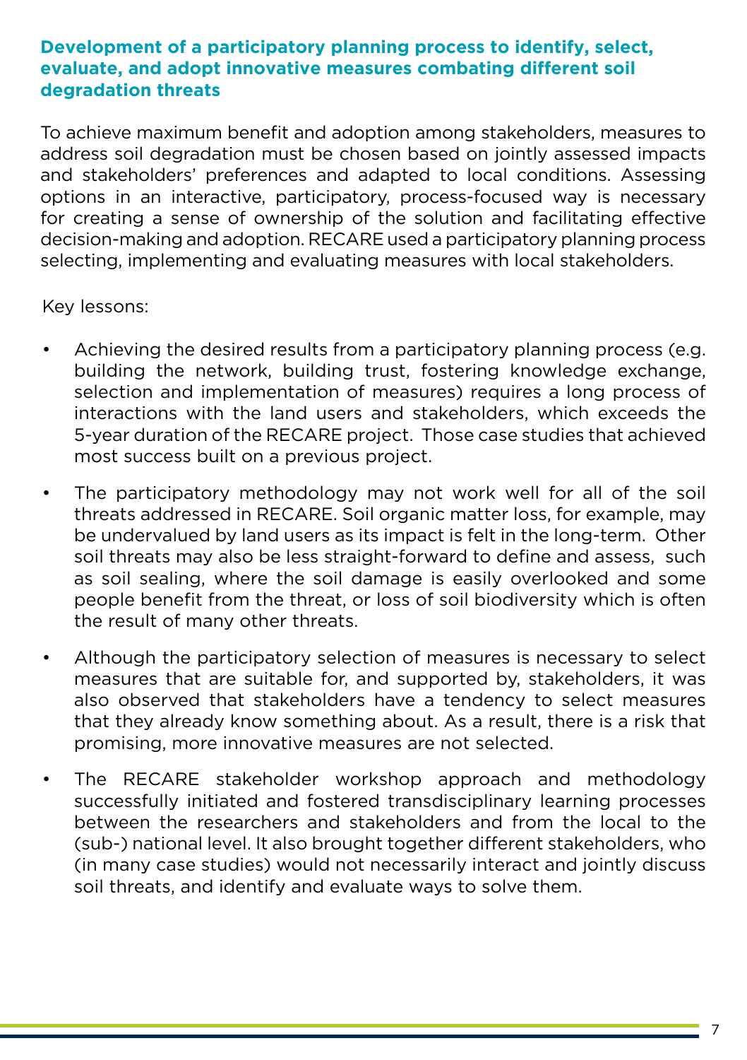### Development of a participatory planning process to identify, select, evaluate, and adopt innovative measures combating different soil degradation threats

To achieve maximum benefit and adoption among stakeholders, measures to address soil degradation must be chosen based on jointly assessed impacts and stakeholders' preferences and adapted to local conditions. Assessing options in an interactive, participatory, process-focused way is necessary for creating a sense of ownership of the solution and facilitating effective decision-making and adoption. RECARE used a participatory planning process selecting, implementing and evaluating measures with local stakeholders.

Key lessons:

- Achieving the desired results from a participatory planning process (e.g. building the network, building trust, fostering knowledge exchange, selection and implementation of measures) requires a long process of interactions with the land users and stakeholders, which exceeds the 5-year duration of the RECARE project. Those case studies that achieved most success built on a previous project.
- The participatory methodology may not work well for all of the soil threats addressed in RECARE. Soil organic matter loss, for example, may be undervalued by land users as its impact is felt in the long-term. Other soil threats may also be less straight-forward to define and assess, such as soil sealing, where the soil damage is easily overlooked and some people benefit from the threat, or loss of soil biodiversity which is often the result of many other threats.
- Although the participatory selection of measures is necessary to select measures that are suitable for, and supported by, stakeholders, it was also observed that stakeholders have a tendency to select measures that they already know something about. As a result, there is a risk that promising, more innovative measures are not selected.
- The RECARE stakeholder workshop approach and methodology successfully initiated and fostered transdisciplinary learning processes between the researchers and stakeholders and from the local to the (sub-) national level. It also brought together different stakeholders, who (in many case studies) would not necessarily interact and jointly discuss soil threats, and identify and evaluate ways to solve them.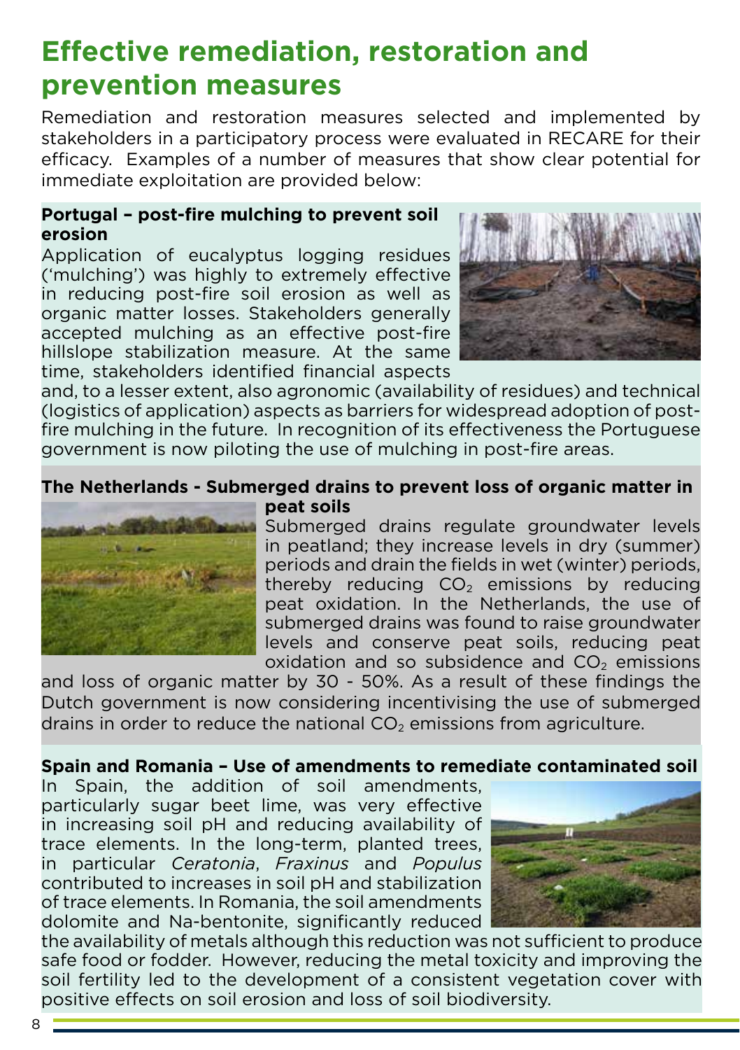## Effective remediation, restoration and prevention measures

Remediation and restoration measures selected and implemented by stakeholders in a participatory process were evaluated in RECARE for their efficacy. Examples of a number of measures that show clear potential for immediate exploitation are provided below:

**Portugal – post-fire mulching to prevent soil erosion**

Application of eucalyptus logging residues ('mulching') was highly to extremely effective in reducing post-fire soil erosion as well as organic matter losses. Stakeholders generally accepted mulching as an effective post-fire hillslope stabilization measure. At the same time, stakeholders identified financial aspects and, to a lesser extent, also agronomic (availability of residues) and technical (logistics of application) aspects as barriers for widespread adoption of post-fire mulching in the future. In recognition of its effectiveness the Portuguese government is now piloting the use of mulching in post-fire areas.

**The Netherlands - Submerged drains to prevent loss of organic matter in peat soils**

Submerged drains regulate groundwater levels in peatland; they increase levels in dry (summer) periods and drain the fields in wet (winter) periods, thereby reducing $CO_2$ emissions by reducing peat oxidation. In the Netherlands, the use of submerged drains was found to raise groundwater levels and conserve peat soils, reducing peat oxidation and so subsidence and $CO_2$ emissions and loss of organic matter by 30 - 50%. As a result of these findings the Dutch government is now considering incentivising the use of submerged drains in order to reduce the national $CO_2$ emissions from agriculture.

**Spain and Romania – Use of amendments to remediate contaminated soil**

In Spain, the addition of soil amendments, particularly sugar beet lime, was very effective in increasing soil pH and reducing availability of trace elements. In the long-term, planted trees, in particular *Ceratonia*, *Fraxinus* and *Populus* contributed to increases in soil pH and stabilization of trace elements. In Romania, the soil amendments dolomite and Na-bentonite, significantly reduced the availability of metals although this reduction was not sufficient to produce safe food or fodder. However, reducing the metal toxicity and improving the soil fertility led to the development of a consistent vegetation cover with positive effects on soil erosion and loss of soil biodiversity.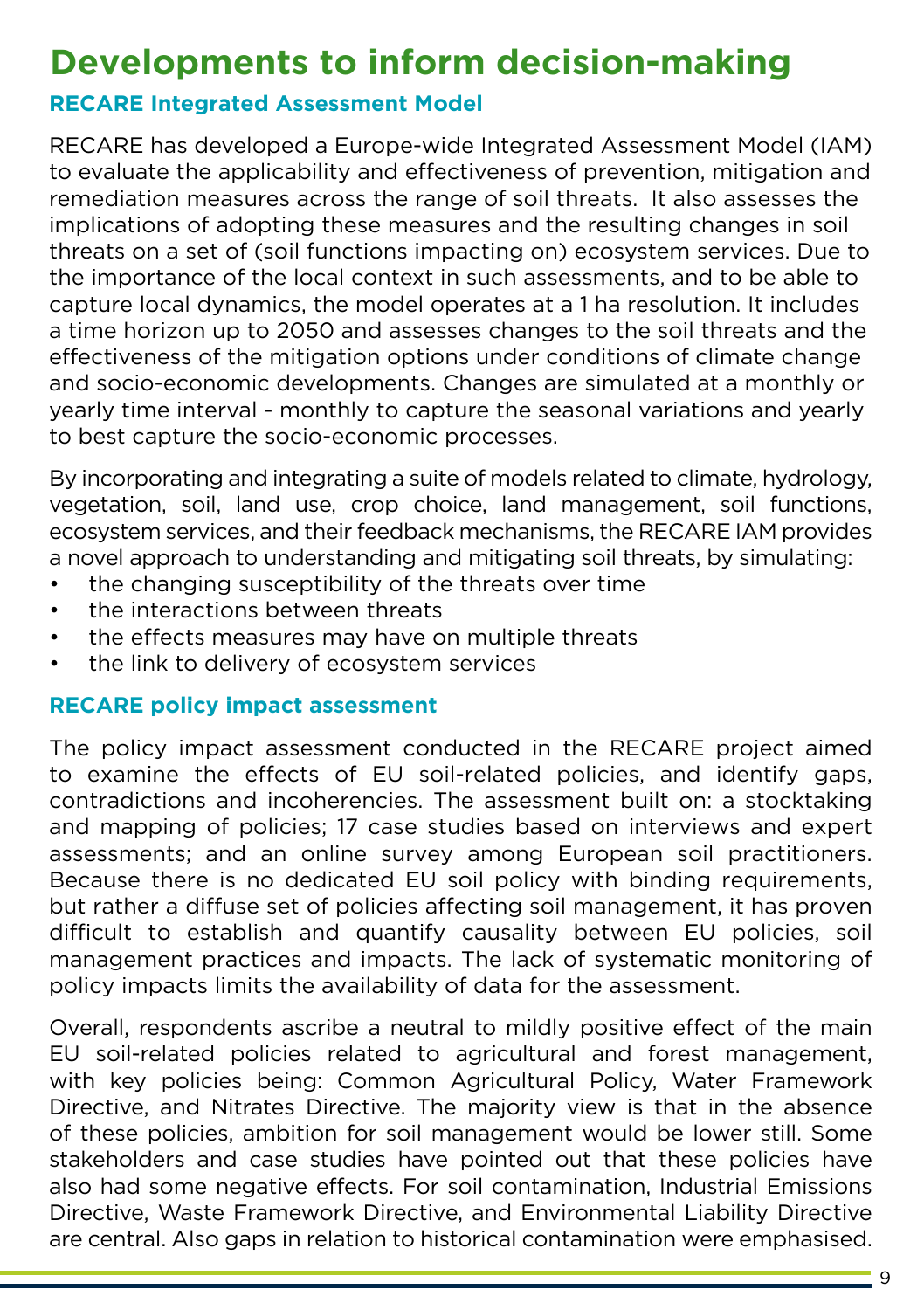# Developments to inform decision-making

### RECARE Integrated Assessment Model

RECARE has developed a Europe-wide Integrated Assessment Model (IAM) to evaluate the applicability and effectiveness of prevention, mitigation and remediation measures across the range of soil threats. It also assesses the implications of adopting these measures and the resulting changes in soil threats on a set of (soil functions impacting on) ecosystem services. Due to the importance of the local context in such assessments, and to be able to capture local dynamics, the model operates at a 1 ha resolution. It includes a time horizon up to 2050 and assesses changes to the soil threats and the effectiveness of the mitigation options under conditions of climate change and socio-economic developments. Changes are simulated at a monthly or yearly time interval - monthly to capture the seasonal variations and yearly to best capture the socio-economic processes.

By incorporating and integrating a suite of models related to climate, hydrology, vegetation, soil, land use, crop choice, land management, soil functions, ecosystem services, and their feedback mechanisms, the RECARE IAM provides a novel approach to understanding and mitigating soil threats, by simulating:

- the changing susceptibility of the threats over time
- the interactions between threats
- the effects measures may have on multiple threats
- the link to delivery of ecosystem services

### RECARE policy impact assessment

The policy impact assessment conducted in the RECARE project aimed to examine the effects of EU soil-related policies, and identify gaps, contradictions and incoherencies. The assessment built on: a stocktaking and mapping of policies; 17 case studies based on interviews and expert assessments; and an online survey among European soil practitioners. Because there is no dedicated EU soil policy with binding requirements, but rather a diffuse set of policies affecting soil management, it has proven difficult to establish and quantify causality between EU policies, soil management practices and impacts. The lack of systematic monitoring of policy impacts limits the availability of data for the assessment.

Overall, respondents ascribe a neutral to mildly positive effect of the main EU soil-related policies related to agricultural and forest management, with key policies being: Common Agricultural Policy, Water Framework Directive, and Nitrates Directive. The majority view is that in the absence of these policies, ambition for soil management would be lower still. Some stakeholders and case studies have pointed out that these policies have also had some negative effects. For soil contamination, Industrial Emissions Directive, Waste Framework Directive, and Environmental Liability Directive are central. Also gaps in relation to historical contamination were emphasised.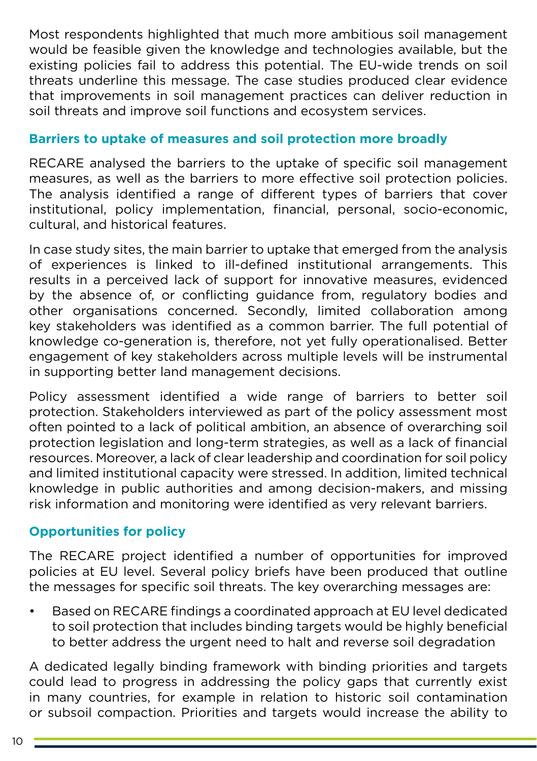Most respondents highlighted that much more ambitious soil management would be feasible given the knowledge and technologies available, but the existing policies fail to address this potential. The EU-wide trends on soil threats underline this message. The case studies produced clear evidence that improvements in soil management practices can deliver reduction in soil threats and improve soil functions and ecosystem services.

### Barriers to uptake of measures and soil protection more broadly

RECARE analysed the barriers to the uptake of specific soil management measures, as well as the barriers to more effective soil protection policies. The analysis identified a range of different types of barriers that cover institutional, policy implementation, financial, personal, socio-economic, cultural, and historical features.

In case study sites, the main barrier to uptake that emerged from the analysis of experiences is linked to ill-defined institutional arrangements. This results in a perceived lack of support for innovative measures, evidenced by the absence of, or conflicting guidance from, regulatory bodies and other organisations concerned. Secondly, limited collaboration among key stakeholders was identified as a common barrier. The full potential of knowledge co-generation is, therefore, not yet fully operationalised. Better engagement of key stakeholders across multiple levels will be instrumental in supporting better land management decisions.

Policy assessment identified a wide range of barriers to better soil protection. Stakeholders interviewed as part of the policy assessment most often pointed to a lack of political ambition, an absence of overarching soil protection legislation and long-term strategies, as well as a lack of financial resources. Moreover, a lack of clear leadership and coordination for soil policy and limited institutional capacity were stressed. In addition, limited technical knowledge in public authorities and among decision-makers, and missing risk information and monitoring were identified as very relevant barriers.

### Opportunities for policy

The RECARE project identified a number of opportunities for improved policies at EU level. Several policy briefs have been produced that outline the messages for specific soil threats. The key overarching messages are:

- Based on RECARE findings a coordinated approach at EU level dedicated to soil protection that includes binding targets would be highly beneficial to better address the urgent need to halt and reverse soil degradation

A dedicated legally binding framework with binding priorities and targets could lead to progress in addressing the policy gaps that currently exist in many countries, for example in relation to historic soil contamination or subsoil compaction. Priorities and targets would increase the ability to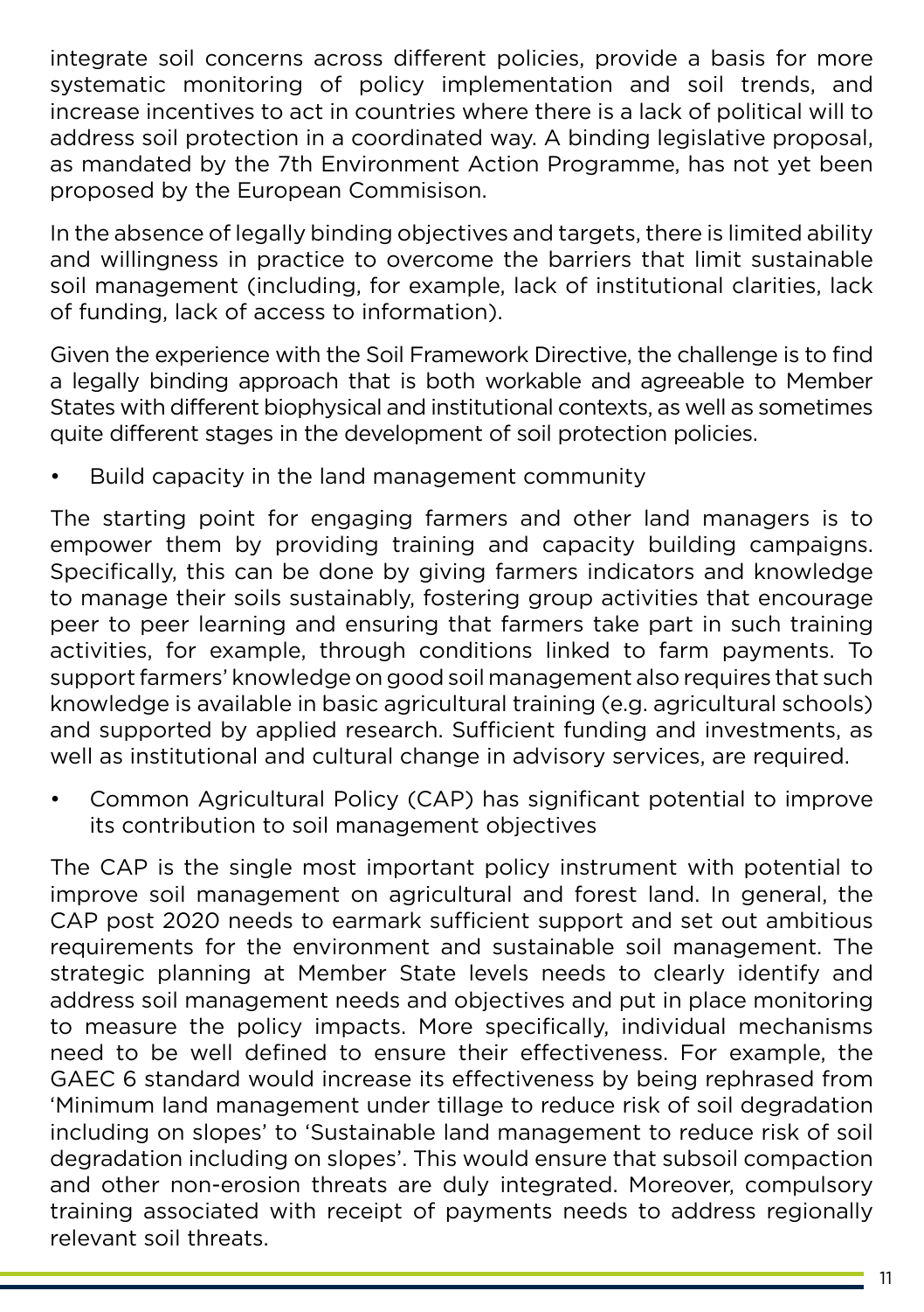integrate soil concerns across different policies, provide a basis for more systematic monitoring of policy implementation and soil trends, and increase incentives to act in countries where there is a lack of political will to address soil protection in a coordinated way. A binding legislative proposal, as mandated by the 7th Environment Action Programme, has not yet been proposed by the European Commisison.

In the absence of legally binding objectives and targets, there is limited ability and willingness in practice to overcome the barriers that limit sustainable soil management (including, for example, lack of institutional clarities, lack of funding, lack of access to information).

Given the experience with the Soil Framework Directive, the challenge is to find a legally binding approach that is both workable and agreeable to Member States with different biophysical and institutional contexts, as well as sometimes quite different stages in the development of soil protection policies.

- Build capacity in the land management community

The starting point for engaging farmers and other land managers is to empower them by providing training and capacity building campaigns. Specifically, this can be done by giving farmers indicators and knowledge to manage their soils sustainably, fostering group activities that encourage peer to peer learning and ensuring that farmers take part in such training activities, for example, through conditions linked to farm payments. To support farmers' knowledge on good soil management also requires that such knowledge is available in basic agricultural training (e.g. agricultural schools) and supported by applied research. Sufficient funding and investments, as well as institutional and cultural change in advisory services, are required.

- Common Agricultural Policy (CAP) has significant potential to improve its contribution to soil management objectives

The CAP is the single most important policy instrument with potential to improve soil management on agricultural and forest land. In general, the CAP post 2020 needs to earmark sufficient support and set out ambitious requirements for the environment and sustainable soil management. The strategic planning at Member State levels needs to clearly identify and address soil management needs and objectives and put in place monitoring to measure the policy impacts. More specifically, individual mechanisms need to be well defined to ensure their effectiveness. For example, the GAEC 6 standard would increase its effectiveness by being rephrased from 'Minimum land management under tillage to reduce risk of soil degradation including on slopes' to 'Sustainable land management to reduce risk of soil degradation including on slopes'. This would ensure that subsoil compaction and other non-erosion threats are duly integrated. Moreover, compulsory training associated with receipt of payments needs to address regionally relevant soil threats.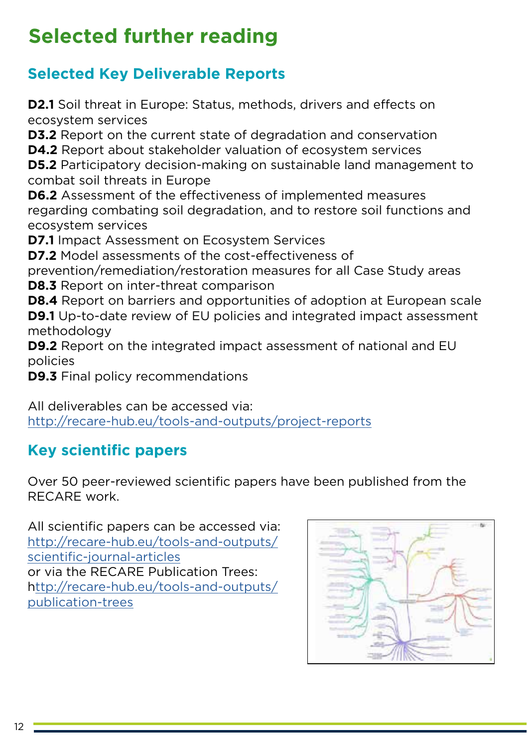# Selected further reading

## Selected Key Deliverable Reports

**D2.1** Soil threat in Europe: Status, methods, drivers and effects on ecosystem services
**D3.2** Report on the current state of degradation and conservation
**D4.2** Report about stakeholder valuation of ecosystem services
**D5.2** Participatory decision-making on sustainable land management to combat soil threats in Europe
**D6.2** Assessment of the effectiveness of implemented measures regarding combating soil degradation, and to restore soil functions and ecosystem services
**D7.1** Impact Assessment on Ecosystem Services
**D7.2** Model assessments of the cost-effectiveness of prevention/remediation/restoration measures for all Case Study areas
**D8.3** Report on inter-threat comparison
**D8.4** Report on barriers and opportunities of adoption at European scale
**D9.1** Up-to-date review of EU policies and integrated impact assessment methodology
**D9.2** Report on the integrated impact assessment of national and EU policies
**D9.3** Final policy recommendations

All deliverables can be accessed via:
http://recare-hub.eu/tools-and-outputs/project-reports

## Key scientific papers

Over 50 peer-reviewed scientific papers have been published from the RECARE work.

All scientific papers can be accessed via:
http://recare-hub.eu/tools-and-outputs/scientific-journal-articles
or via the RECARE Publication Trees:
http://recare-hub.eu/tools-and-outputs/publication-trees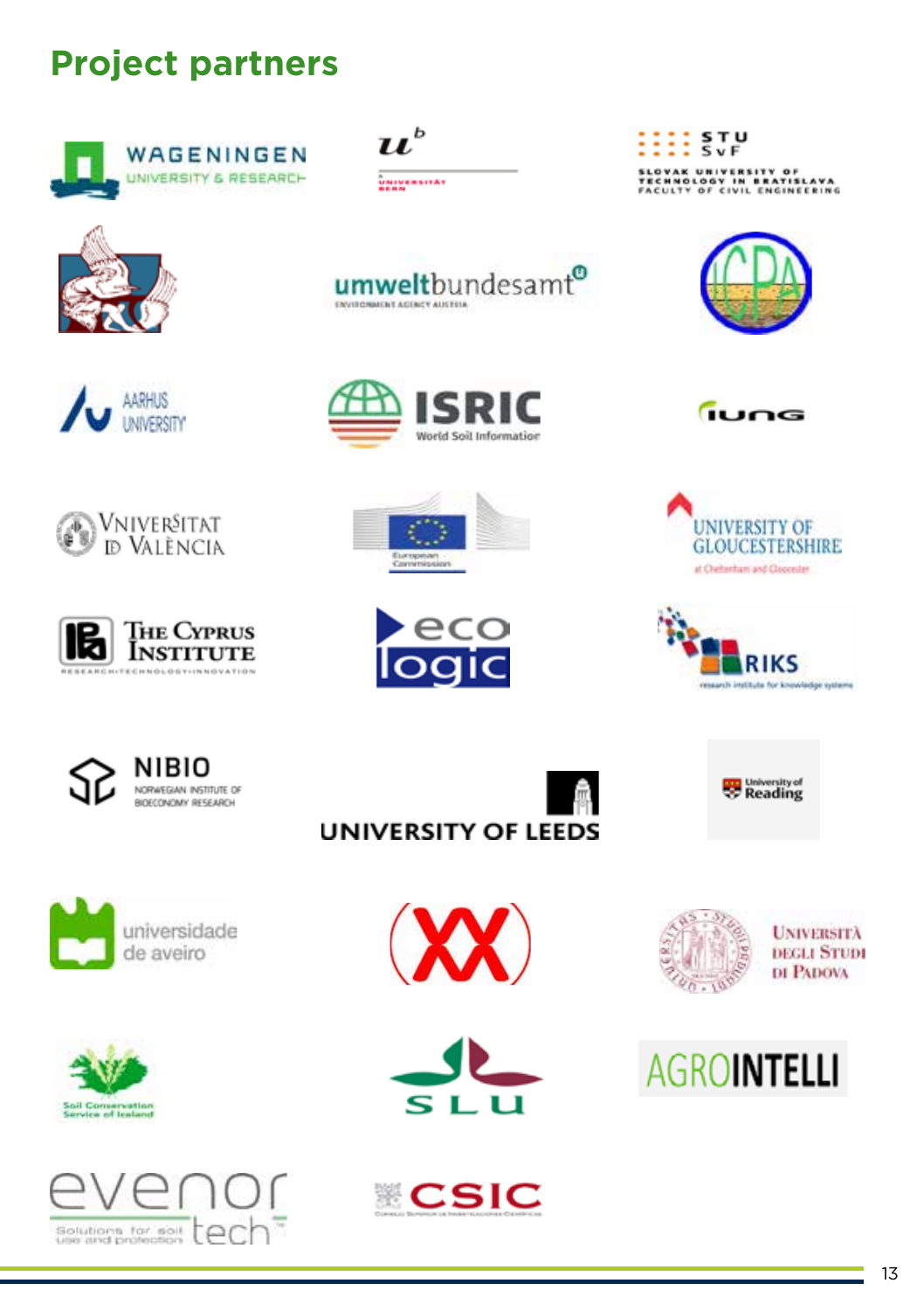## Project partners

WAGENINGEN UNIVERSITY & RESEARCH

u^b UNIVERSITÄT BERN

STU SvF SLOVAK UNIVERSITY OF TECHNOLOGY IN BRATISLAVA FACULTY OF CIVIL ENGINEERING

umweltbundesamt ENVIRONMENT AGENCY AUSTRIA

ICPA

AARHUS UNIVERSITY

ISRIC World Soil Information

IUNG

VNIVERSITAT DE VALÈNCIA

European Commission

UNIVERSITY OF GLOUCESTERSHIRE at Cheltenham and Gloucester

THE CYPRUS INSTITUTE RESEARCH·TECHNOLOGY·INNOVATION

eco logic

RIKS research institute for knowledge systems

NIBIO NORWEGIAN INSTITUTE OF BIOECONOMY RESEARCH

UNIVERSITY OF LEEDS

University of Reading

universidade de aveiro

UNIVERSITÀ DEGLI STUDI DI PADOVA

Soil Conservation Service of Iceland

SLU

AGROINTELLI

evenor tech Solutions for soil use and protection

CSIC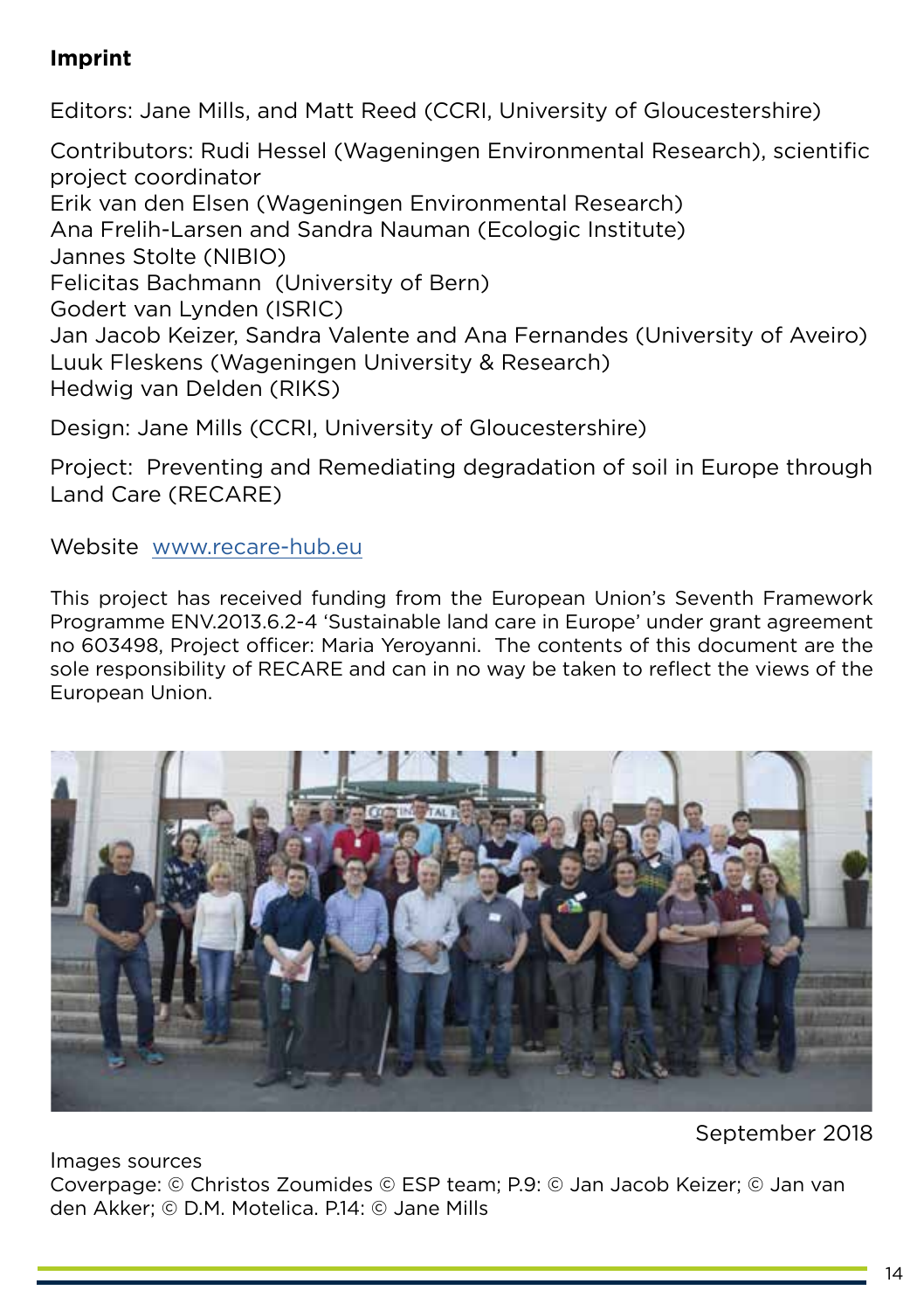**Imprint**

Editors: Jane Mills, and Matt Reed (CCRI, University of Gloucestershire)

Contributors: Rudi Hessel (Wageningen Environmental Research), scientific project coordinator
Erik van den Elsen (Wageningen Environmental Research)
Ana Frelih-Larsen and Sandra Nauman (Ecologic Institute)
Jannes Stolte (NIBIO)
Felicitas Bachmann (University of Bern)
Godert van Lynden (ISRIC)
Jan Jacob Keizer, Sandra Valente and Ana Fernandes (University of Aveiro)
Luuk Fleskens (Wageningen University & Research)
Hedwig van Delden (RIKS)

Design: Jane Mills (CCRI, University of Gloucestershire)

Project: Preventing and Remediating degradation of soil in Europe through Land Care (RECARE)

Website [www.recare-hub.eu](www.recare-hub.eu)

This project has received funding from the European Union's Seventh Framework Programme ENV.2013.6.2-4 'Sustainable land care in Europe' under grant agreement no 603498, Project officer: Maria Yeroyanni. The contents of this document are the sole responsibility of RECARE and can in no way be taken to reflect the views of the European Union.

September 2018

Images sources
Coverpage: © Christos Zoumides © ESP team; P.9: © Jan Jacob Keizer; © Jan van den Akker; © D.M. Motelica. P.14: © Jane Mills